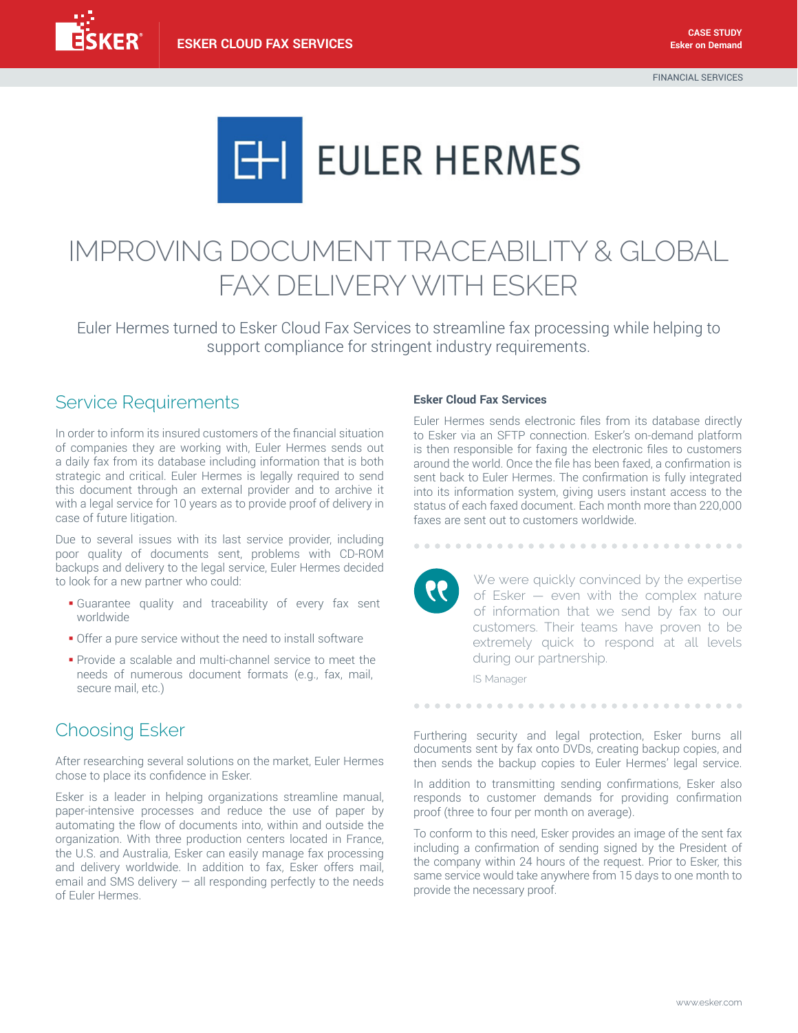ESKER CLOUD FAX SERVICES

CASE STUDY
Esker on Demand

FINANCIAL SERVICES

EULER HERMES

# IMPROVING DOCUMENT TRACEABILITY & GLOBAL FAX DELIVERY WITH ESKER

Euler Hermes turned to Esker Cloud Fax Services to streamline fax processing while helping to support compliance for stringent industry requirements.

## Service Requirements

In order to inform its insured customers of the financial situation of companies they are working with, Euler Hermes sends out a daily fax from its database including information that is both strategic and critical. Euler Hermes is legally required to send this document through an external provider and to archive it with a legal service for 10 years as to provide proof of delivery in case of future litigation.

Due to several issues with its last service provider, including poor quality of documents sent, problems with CD-ROM backups and delivery to the legal service, Euler Hermes decided to look for a new partner who could:

- Guarantee quality and traceability of every fax sent worldwide
- Offer a pure service without the need to install software
- Provide a scalable and multi-channel service to meet the needs of numerous document formats (e.g., fax, mail, secure mail, etc.)

## Choosing Esker

After researching several solutions on the market, Euler Hermes chose to place its confidence in Esker.

Esker is a leader in helping organizations streamline manual, paper-intensive processes and reduce the use of paper by automating the flow of documents into, within and outside the organization. With three production centers located in France, the U.S. and Australia, Esker can easily manage fax processing and delivery worldwide. In addition to fax, Esker offers mail, email and SMS delivery — all responding perfectly to the needs of Euler Hermes.

### Esker Cloud Fax Services

Euler Hermes sends electronic files from its database directly to Esker via an SFTP connection. Esker's on-demand platform is then responsible for faxing the electronic files to customers around the world. Once the file has been faxed, a confirmation is sent back to Euler Hermes. The confirmation is fully integrated into its information system, giving users instant access to the status of each faxed document. Each month more than 220,000 faxes are sent out to customers worldwide.

> We were quickly convinced by the expertise of Esker — even with the complex nature of information that we send by fax to our customers. Their teams have proven to be extremely quick to respond at all levels during our partnership.
>
> IS Manager

Furthering security and legal protection, Esker burns all documents sent by fax onto DVDs, creating backup copies, and then sends the backup copies to Euler Hermes' legal service.

In addition to transmitting sending confirmations, Esker also responds to customer demands for providing confirmation proof (three to four per month on average).

To conform to this need, Esker provides an image of the sent fax including a confirmation of sending signed by the President of the company within 24 hours of the request. Prior to Esker, this same service would take anywhere from 15 days to one month to provide the necessary proof.

www.esker.com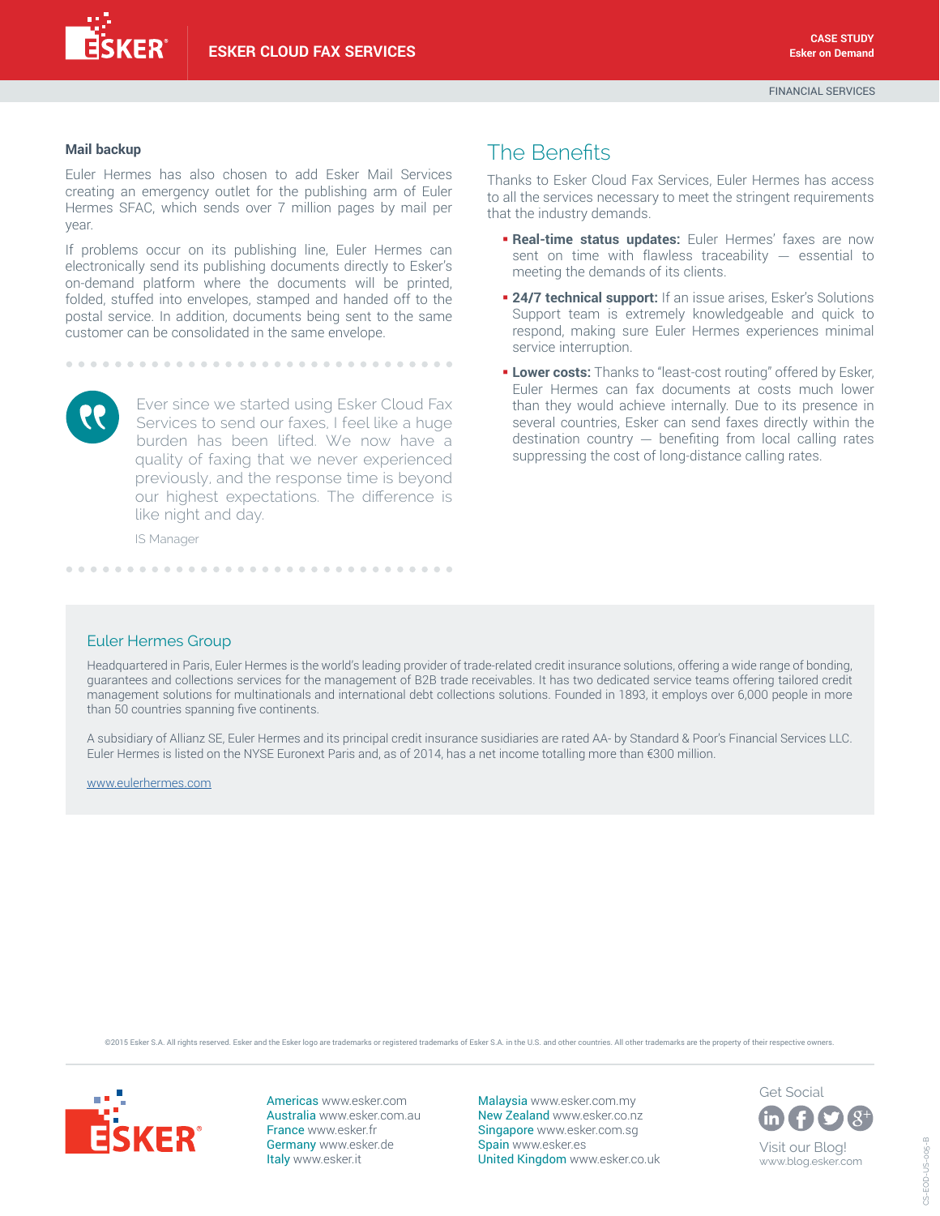### Mail backup

Euler Hermes has also chosen to add Esker Mail Services creating an emergency outlet for the publishing arm of Euler Hermes SFAC, which sends over 7 million pages by mail per year.

If problems occur on its publishing line, Euler Hermes can electronically send its publishing documents directly to Esker's on-demand platform where the documents will be printed, folded, stuffed into envelopes, stamped and handed off to the postal service. In addition, documents being sent to the same customer can be consolidated in the same envelope.

> Ever since we started using Esker Cloud Fax Services to send our faxes, I feel like a huge burden has been lifted. We now have a quality of faxing that we never experienced previously, and the response time is beyond our highest expectations. The difference is like night and day.
>
> IS Manager

## The Benefits

Thanks to Esker Cloud Fax Services, Euler Hermes has access to all the services necessary to meet the stringent requirements that the industry demands.

- **Real-time status updates:** Euler Hermes' faxes are now sent on time with flawless traceability — essential to meeting the demands of its clients.
- **24/7 technical support:** If an issue arises, Esker's Solutions Support team is extremely knowledgeable and quick to respond, making sure Euler Hermes experiences minimal service interruption.
- **Lower costs:** Thanks to "least-cost routing" offered by Esker, Euler Hermes can fax documents at costs much lower than they would achieve internally. Due to its presence in several countries, Esker can send faxes directly within the destination country — benefiting from local calling rates suppressing the cost of long-distance calling rates.

### Euler Hermes Group

Headquartered in Paris, Euler Hermes is the world's leading provider of trade-related credit insurance solutions, offering a wide range of bonding, guarantees and collections services for the management of B2B trade receivables. It has two dedicated service teams offering tailored credit management solutions for multinationals and international debt collections solutions. Founded in 1893, it employs over 6,000 people in more than 50 countries spanning five continents.

A subsidiary of Allianz SE, Euler Hermes and its principal credit insurance susidiaries are rated AA- by Standard & Poor's Financial Services LLC. Euler Hermes is listed on the NYSE Euronext Paris and, as of 2014, has a net income totalling more than €300 million.

www.eulerhermes.com

©2015 Esker S.A. All rights reserved. Esker and the Esker logo are trademarks or registered trademarks of Esker S.A. in the U.S. and other countries. All other trademarks are the property of their respective owners.

Americas www.esker.com
Australia www.esker.com.au
France www.esker.fr
Germany www.esker.de
Italy www.esker.it

Malaysia www.esker.com.my
New Zealand www.esker.co.nz
Singapore www.esker.com.sg
Spain www.esker.es
United Kingdom www.esker.co.uk

Get Social

Visit our Blog!
www.blog.esker.com

CS-EOD-US-005-B